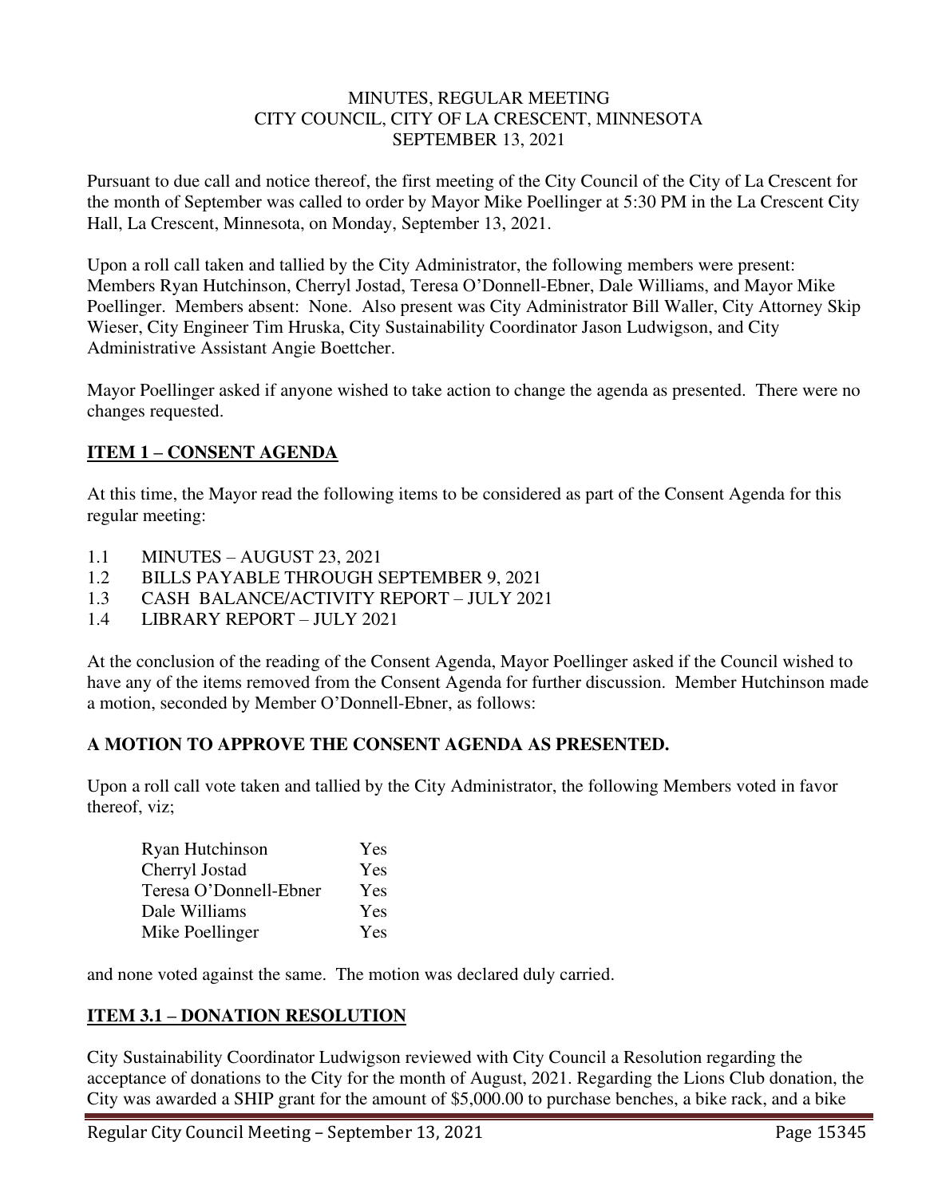MINUTES, REGULAR MEETING
CITY COUNCIL, CITY OF LA CRESCENT, MINNESOTA
SEPTEMBER 13, 2021

Pursuant to due call and notice thereof, the first meeting of the City Council of the City of La Crescent for the month of September was called to order by Mayor Mike Poellinger at 5:30 PM in the La Crescent City Hall, La Crescent, Minnesota, on Monday, September 13, 2021.

Upon a roll call taken and tallied by the City Administrator, the following members were present: Members Ryan Hutchinson, Cherryl Jostad, Teresa O'Donnell-Ebner, Dale Williams, and Mayor Mike Poellinger. Members absent: None. Also present was City Administrator Bill Waller, City Attorney Skip Wieser, City Engineer Tim Hruska, City Sustainability Coordinator Jason Ludwigson, and City Administrative Assistant Angie Boettcher.

Mayor Poellinger asked if anyone wished to take action to change the agenda as presented. There were no changes requested.

## ITEM 1 – CONSENT AGENDA

At this time, the Mayor read the following items to be considered as part of the Consent Agenda for this regular meeting:

1.1 MINUTES – AUGUST 23, 2021
1.2 BILLS PAYABLE THROUGH SEPTEMBER 9, 2021
1.3 CASH BALANCE/ACTIVITY REPORT – JULY 2021
1.4 LIBRARY REPORT – JULY 2021

At the conclusion of the reading of the Consent Agenda, Mayor Poellinger asked if the Council wished to have any of the items removed from the Consent Agenda for further discussion. Member Hutchinson made a motion, seconded by Member O'Donnell-Ebner, as follows:

**A MOTION TO APPROVE THE CONSENT AGENDA AS PRESENTED.**

Upon a roll call vote taken and tallied by the City Administrator, the following Members voted in favor thereof, viz;

| | |
|---|---|
| Ryan Hutchinson | Yes |
| Cherryl Jostad | Yes |
| Teresa O'Donnell-Ebner | Yes |
| Dale Williams | Yes |
| Mike Poellinger | Yes |

and none voted against the same. The motion was declared duly carried.

## ITEM 3.1 – DONATION RESOLUTION

City Sustainability Coordinator Ludwigson reviewed with City Council a Resolution regarding the acceptance of donations to the City for the month of August, 2021. Regarding the Lions Club donation, the City was awarded a SHIP grant for the amount of $5,000.00 to purchase benches, a bike rack, and a bike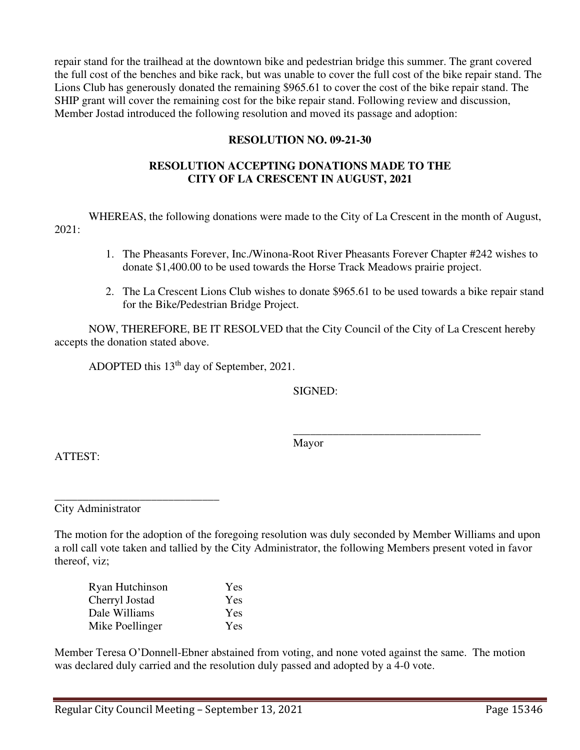repair stand for the trailhead at the downtown bike and pedestrian bridge this summer. The grant covered the full cost of the benches and bike rack, but was unable to cover the full cost of the bike repair stand. The Lions Club has generously donated the remaining $965.61 to cover the cost of the bike repair stand. The SHIP grant will cover the remaining cost for the bike repair stand. Following review and discussion, Member Jostad introduced the following resolution and moved its passage and adoption:

**RESOLUTION NO. 09-21-30**

**RESOLUTION ACCEPTING DONATIONS MADE TO THE CITY OF LA CRESCENT IN AUGUST, 2021**

WHEREAS, the following donations were made to the City of La Crescent in the month of August, 2021:

1. The Pheasants Forever, Inc./Winona-Root River Pheasants Forever Chapter #242 wishes to donate $1,400.00 to be used towards the Horse Track Meadows prairie project.
2. The La Crescent Lions Club wishes to donate $965.61 to be used towards a bike repair stand for the Bike/Pedestrian Bridge Project.

NOW, THEREFORE, BE IT RESOLVED that the City Council of the City of La Crescent hereby accepts the donation stated above.

ADOPTED this 13th day of September, 2021.

SIGNED:

_________________________________
Mayor

ATTEST:

_____________________________
City Administrator

The motion for the adoption of the foregoing resolution was duly seconded by Member Williams and upon a roll call vote taken and tallied by the City Administrator, the following Members present voted in favor thereof, viz;

| | |
|---|---|
| Ryan Hutchinson | Yes |
| Cherryl Jostad | Yes |
| Dale Williams | Yes |
| Mike Poellinger | Yes |

Member Teresa O'Donnell-Ebner abstained from voting, and none voted against the same. The motion was declared duly carried and the resolution duly passed and adopted by a 4-0 vote.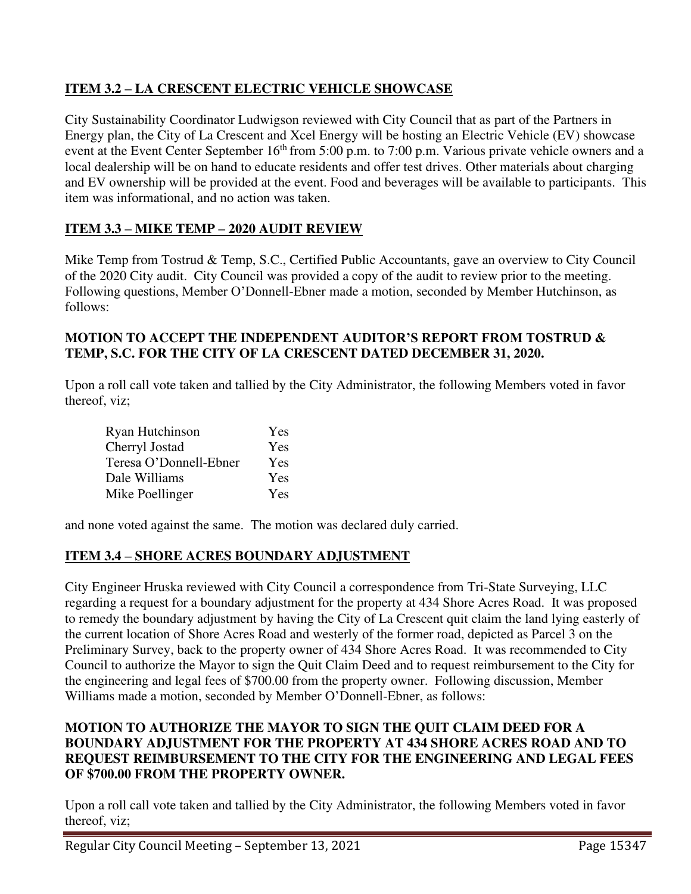## ITEM 3.2 – LA CRESCENT ELECTRIC VEHICLE SHOWCASE

City Sustainability Coordinator Ludwigson reviewed with City Council that as part of the Partners in Energy plan, the City of La Crescent and Xcel Energy will be hosting an Electric Vehicle (EV) showcase event at the Event Center September 16th from 5:00 p.m. to 7:00 p.m. Various private vehicle owners and a local dealership will be on hand to educate residents and offer test drives. Other materials about charging and EV ownership will be provided at the event. Food and beverages will be available to participants. This item was informational, and no action was taken.

## ITEM 3.3 – MIKE TEMP – 2020 AUDIT REVIEW

Mike Temp from Tostrud & Temp, S.C., Certified Public Accountants, gave an overview to City Council of the 2020 City audit. City Council was provided a copy of the audit to review prior to the meeting. Following questions, Member O'Donnell-Ebner made a motion, seconded by Member Hutchinson, as follows:

**MOTION TO ACCEPT THE INDEPENDENT AUDITOR'S REPORT FROM TOSTRUD & TEMP, S.C. FOR THE CITY OF LA CRESCENT DATED DECEMBER 31, 2020.**

Upon a roll call vote taken and tallied by the City Administrator, the following Members voted in favor thereof, viz;

| | |
|---|---|
| Ryan Hutchinson | Yes |
| Cherryl Jostad | Yes |
| Teresa O'Donnell-Ebner | Yes |
| Dale Williams | Yes |
| Mike Poellinger | Yes |

and none voted against the same. The motion was declared duly carried.

## ITEM 3.4 – SHORE ACRES BOUNDARY ADJUSTMENT

City Engineer Hruska reviewed with City Council a correspondence from Tri-State Surveying, LLC regarding a request for a boundary adjustment for the property at 434 Shore Acres Road. It was proposed to remedy the boundary adjustment by having the City of La Crescent quit claim the land lying easterly of the current location of Shore Acres Road and westerly of the former road, depicted as Parcel 3 on the Preliminary Survey, back to the property owner of 434 Shore Acres Road. It was recommended to City Council to authorize the Mayor to sign the Quit Claim Deed and to request reimbursement to the City for the engineering and legal fees of $700.00 from the property owner. Following discussion, Member Williams made a motion, seconded by Member O'Donnell-Ebner, as follows:

**MOTION TO AUTHORIZE THE MAYOR TO SIGN THE QUIT CLAIM DEED FOR A BOUNDARY ADJUSTMENT FOR THE PROPERTY AT 434 SHORE ACRES ROAD AND TO REQUEST REIMBURSEMENT TO THE CITY FOR THE ENGINEERING AND LEGAL FEES OF $700.00 FROM THE PROPERTY OWNER.**

Upon a roll call vote taken and tallied by the City Administrator, the following Members voted in favor thereof, viz;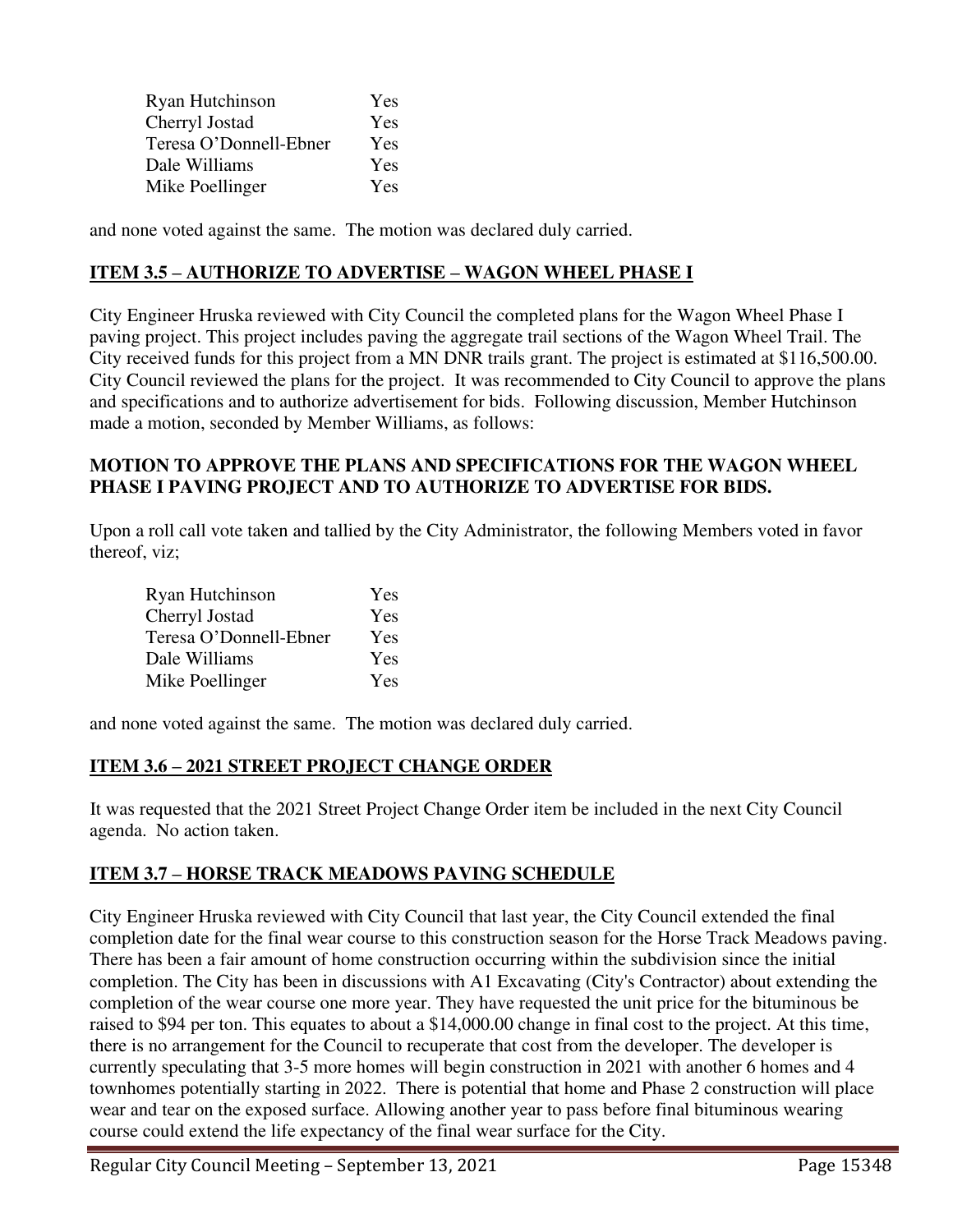| Ryan Hutchinson | Yes |
|---|---|
| Cherryl Jostad | Yes |
| Teresa O'Donnell-Ebner | Yes |
| Dale Williams | Yes |
| Mike Poellinger | Yes |

and none voted against the same. The motion was declared duly carried.

## ITEM 3.5 – AUTHORIZE TO ADVERTISE – WAGON WHEEL PHASE I

City Engineer Hruska reviewed with City Council the completed plans for the Wagon Wheel Phase I paving project. This project includes paving the aggregate trail sections of the Wagon Wheel Trail. The City received funds for this project from a MN DNR trails grant. The project is estimated at $116,500.00. City Council reviewed the plans for the project. It was recommended to City Council to approve the plans and specifications and to authorize advertisement for bids. Following discussion, Member Hutchinson made a motion, seconded by Member Williams, as follows:

**MOTION TO APPROVE THE PLANS AND SPECIFICATIONS FOR THE WAGON WHEEL PHASE I PAVING PROJECT AND TO AUTHORIZE TO ADVERTISE FOR BIDS.**

Upon a roll call vote taken and tallied by the City Administrator, the following Members voted in favor thereof, viz;

| Ryan Hutchinson | Yes |
|---|---|
| Cherryl Jostad | Yes |
| Teresa O'Donnell-Ebner | Yes |
| Dale Williams | Yes |
| Mike Poellinger | Yes |

and none voted against the same. The motion was declared duly carried.

## ITEM 3.6 – 2021 STREET PROJECT CHANGE ORDER

It was requested that the 2021 Street Project Change Order item be included in the next City Council agenda. No action taken.

## ITEM 3.7 – HORSE TRACK MEADOWS PAVING SCHEDULE

City Engineer Hruska reviewed with City Council that last year, the City Council extended the final completion date for the final wear course to this construction season for the Horse Track Meadows paving. There has been a fair amount of home construction occurring within the subdivision since the initial completion. The City has been in discussions with A1 Excavating (City's Contractor) about extending the completion of the wear course one more year. They have requested the unit price for the bituminous be raised to $94 per ton. This equates to about a $14,000.00 change in final cost to the project. At this time, there is no arrangement for the Council to recuperate that cost from the developer. The developer is currently speculating that 3-5 more homes will begin construction in 2021 with another 6 homes and 4 townhomes potentially starting in 2022. There is potential that home and Phase 2 construction will place wear and tear on the exposed surface. Allowing another year to pass before final bituminous wearing course could extend the life expectancy of the final wear surface for the City.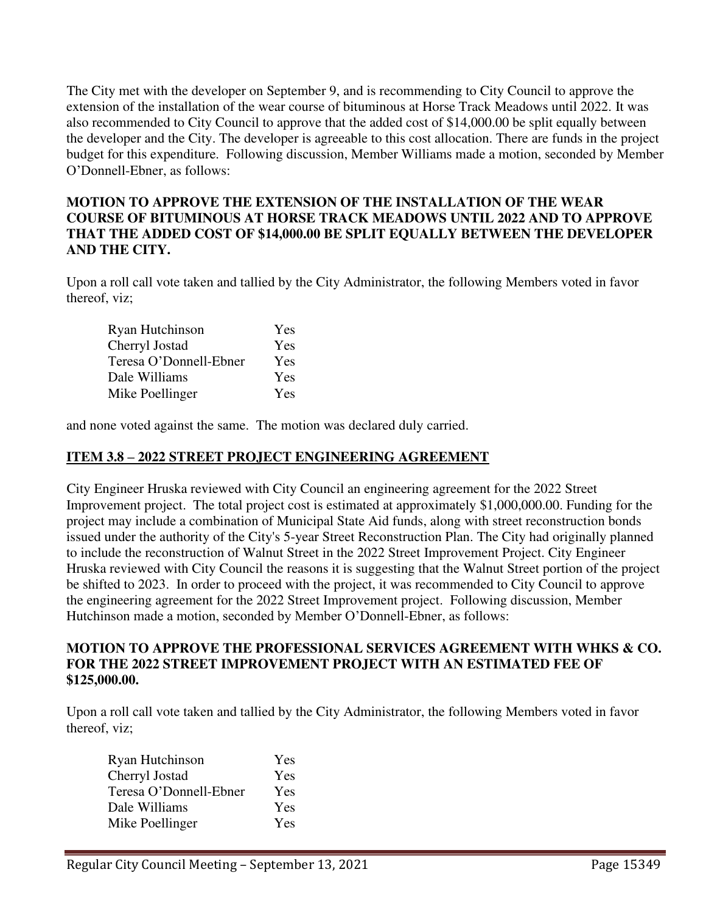The City met with the developer on September 9, and is recommending to City Council to approve the extension of the installation of the wear course of bituminous at Horse Track Meadows until 2022. It was also recommended to City Council to approve that the added cost of $14,000.00 be split equally between the developer and the City. The developer is agreeable to this cost allocation. There are funds in the project budget for this expenditure. Following discussion, Member Williams made a motion, seconded by Member O'Donnell-Ebner, as follows:

**MOTION TO APPROVE THE EXTENSION OF THE INSTALLATION OF THE WEAR COURSE OF BITUMINOUS AT HORSE TRACK MEADOWS UNTIL 2022 AND TO APPROVE THAT THE ADDED COST OF $14,000.00 BE SPLIT EQUALLY BETWEEN THE DEVELOPER AND THE CITY.**

Upon a roll call vote taken and tallied by the City Administrator, the following Members voted in favor thereof, viz;

| | |
|---|---|
| Ryan Hutchinson | Yes |
| Cherryl Jostad | Yes |
| Teresa O'Donnell-Ebner | Yes |
| Dale Williams | Yes |
| Mike Poellinger | Yes |

and none voted against the same. The motion was declared duly carried.

## **ITEM 3.8 – 2022 STREET PROJECT ENGINEERING AGREEMENT**

City Engineer Hruska reviewed with City Council an engineering agreement for the 2022 Street Improvement project. The total project cost is estimated at approximately $1,000,000.00. Funding for the project may include a combination of Municipal State Aid funds, along with street reconstruction bonds issued under the authority of the City's 5-year Street Reconstruction Plan. The City had originally planned to include the reconstruction of Walnut Street in the 2022 Street Improvement Project. City Engineer Hruska reviewed with City Council the reasons it is suggesting that the Walnut Street portion of the project be shifted to 2023. In order to proceed with the project, it was recommended to City Council to approve the engineering agreement for the 2022 Street Improvement project. Following discussion, Member Hutchinson made a motion, seconded by Member O'Donnell-Ebner, as follows:

**MOTION TO APPROVE THE PROFESSIONAL SERVICES AGREEMENT WITH WHKS & CO. FOR THE 2022 STREET IMPROVEMENT PROJECT WITH AN ESTIMATED FEE OF $125,000.00.**

Upon a roll call vote taken and tallied by the City Administrator, the following Members voted in favor thereof, viz;

| | |
|---|---|
| Ryan Hutchinson | Yes |
| Cherryl Jostad | Yes |
| Teresa O'Donnell-Ebner | Yes |
| Dale Williams | Yes |
| Mike Poellinger | Yes |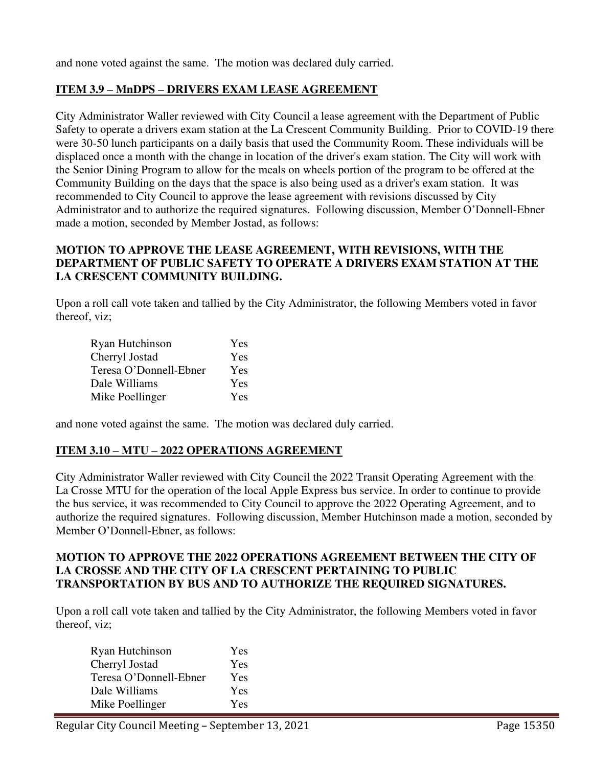and none voted against the same. The motion was declared duly carried.

**ITEM 3.9 – MnDPS – DRIVERS EXAM LEASE AGREEMENT**

City Administrator Waller reviewed with City Council a lease agreement with the Department of Public Safety to operate a drivers exam station at the La Crescent Community Building. Prior to COVID-19 there were 30-50 lunch participants on a daily basis that used the Community Room. These individuals will be displaced once a month with the change in location of the driver's exam station. The City will work with the Senior Dining Program to allow for the meals on wheels portion of the program to be offered at the Community Building on the days that the space is also being used as a driver's exam station. It was recommended to City Council to approve the lease agreement with revisions discussed by City Administrator and to authorize the required signatures. Following discussion, Member O'Donnell-Ebner made a motion, seconded by Member Jostad, as follows:

**MOTION TO APPROVE THE LEASE AGREEMENT, WITH REVISIONS, WITH THE DEPARTMENT OF PUBLIC SAFETY TO OPERATE A DRIVERS EXAM STATION AT THE LA CRESCENT COMMUNITY BUILDING.**

Upon a roll call vote taken and tallied by the City Administrator, the following Members voted in favor thereof, viz;

| | |
|---|---|
| Ryan Hutchinson | Yes |
| Cherryl Jostad | Yes |
| Teresa O'Donnell-Ebner | Yes |
| Dale Williams | Yes |
| Mike Poellinger | Yes |

and none voted against the same. The motion was declared duly carried.

**ITEM 3.10 – MTU – 2022 OPERATIONS AGREEMENT**

City Administrator Waller reviewed with City Council the 2022 Transit Operating Agreement with the La Crosse MTU for the operation of the local Apple Express bus service. In order to continue to provide the bus service, it was recommended to City Council to approve the 2022 Operating Agreement, and to authorize the required signatures. Following discussion, Member Hutchinson made a motion, seconded by Member O'Donnell-Ebner, as follows:

**MOTION TO APPROVE THE 2022 OPERATIONS AGREEMENT BETWEEN THE CITY OF LA CROSSE AND THE CITY OF LA CRESCENT PERTAINING TO PUBLIC TRANSPORTATION BY BUS AND TO AUTHORIZE THE REQUIRED SIGNATURES.**

Upon a roll call vote taken and tallied by the City Administrator, the following Members voted in favor thereof, viz;

| | |
|---|---|
| Ryan Hutchinson | Yes |
| Cherryl Jostad | Yes |
| Teresa O'Donnell-Ebner | Yes |
| Dale Williams | Yes |
| Mike Poellinger | Yes |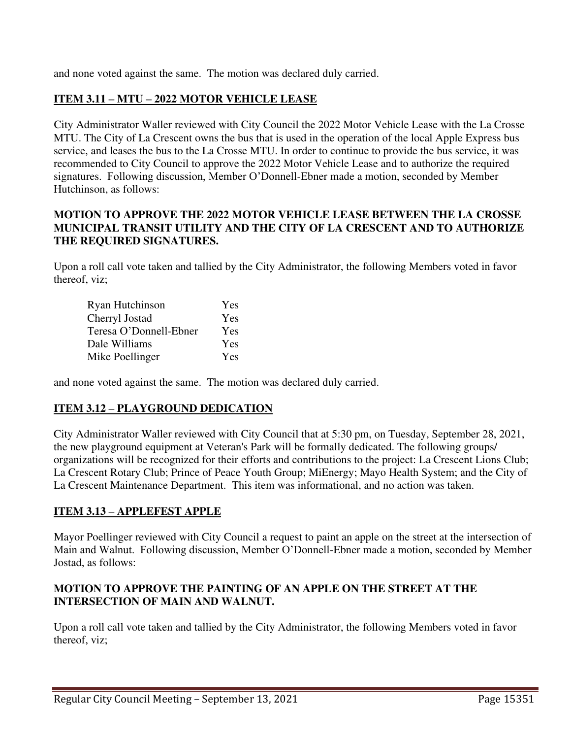and none voted against the same. The motion was declared duly carried.

**ITEM 3.11 – MTU – 2022 MOTOR VEHICLE LEASE**

City Administrator Waller reviewed with City Council the 2022 Motor Vehicle Lease with the La Crosse MTU. The City of La Crescent owns the bus that is used in the operation of the local Apple Express bus service, and leases the bus to the La Crosse MTU. In order to continue to provide the bus service, it was recommended to City Council to approve the 2022 Motor Vehicle Lease and to authorize the required signatures. Following discussion, Member O'Donnell-Ebner made a motion, seconded by Member Hutchinson, as follows:

**MOTION TO APPROVE THE 2022 MOTOR VEHICLE LEASE BETWEEN THE LA CROSSE MUNICIPAL TRANSIT UTILITY AND THE CITY OF LA CRESCENT AND TO AUTHORIZE THE REQUIRED SIGNATURES.**

Upon a roll call vote taken and tallied by the City Administrator, the following Members voted in favor thereof, viz;

| | |
|---|---|
| Ryan Hutchinson | Yes |
| Cherryl Jostad | Yes |
| Teresa O'Donnell-Ebner | Yes |
| Dale Williams | Yes |
| Mike Poellinger | Yes |

and none voted against the same. The motion was declared duly carried.

**ITEM 3.12 – PLAYGROUND DEDICATION**

City Administrator Waller reviewed with City Council that at 5:30 pm, on Tuesday, September 28, 2021, the new playground equipment at Veteran's Park will be formally dedicated. The following groups/ organizations will be recognized for their efforts and contributions to the project: La Crescent Lions Club; La Crescent Rotary Club; Prince of Peace Youth Group; MiEnergy; Mayo Health System; and the City of La Crescent Maintenance Department. This item was informational, and no action was taken.

**ITEM 3.13 – APPLEFEST APPLE**

Mayor Poellinger reviewed with City Council a request to paint an apple on the street at the intersection of Main and Walnut. Following discussion, Member O'Donnell-Ebner made a motion, seconded by Member Jostad, as follows:

**MOTION TO APPROVE THE PAINTING OF AN APPLE ON THE STREET AT THE INTERSECTION OF MAIN AND WALNUT.**

Upon a roll call vote taken and tallied by the City Administrator, the following Members voted in favor thereof, viz;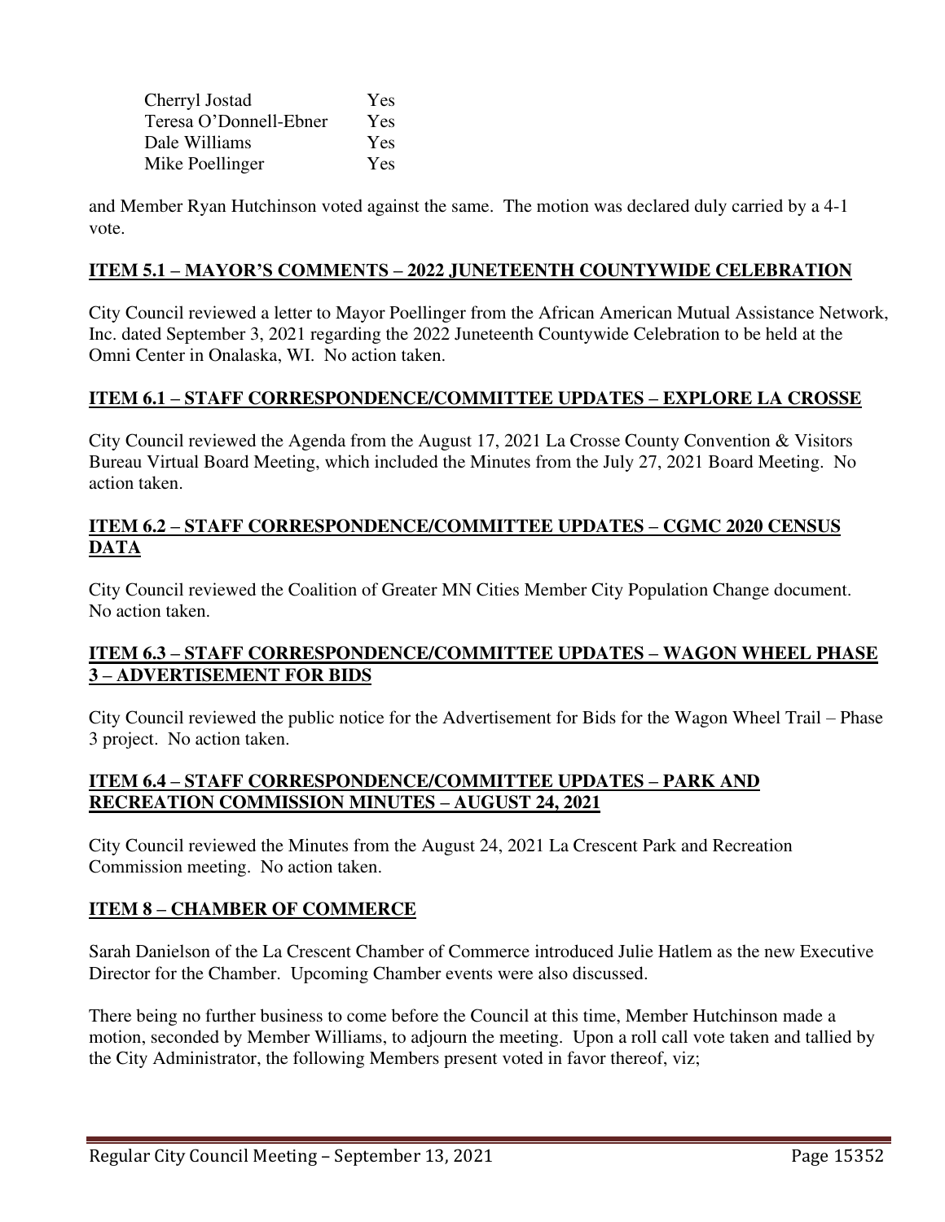| | |
|---|---|
| Cherryl Jostad | Yes |
| Teresa O'Donnell-Ebner | Yes |
| Dale Williams | Yes |
| Mike Poellinger | Yes |

and Member Ryan Hutchinson voted against the same. The motion was declared duly carried by a 4-1 vote.

**ITEM 5.1 – MAYOR'S COMMENTS – 2022 JUNETEENTH COUNTYWIDE CELEBRATION**

City Council reviewed a letter to Mayor Poellinger from the African American Mutual Assistance Network, Inc. dated September 3, 2021 regarding the 2022 Juneteenth Countywide Celebration to be held at the Omni Center in Onalaska, WI. No action taken.

**ITEM 6.1 – STAFF CORRESPONDENCE/COMMITTEE UPDATES – EXPLORE LA CROSSE**

City Council reviewed the Agenda from the August 17, 2021 La Crosse County Convention & Visitors Bureau Virtual Board Meeting, which included the Minutes from the July 27, 2021 Board Meeting. No action taken.

**ITEM 6.2 – STAFF CORRESPONDENCE/COMMITTEE UPDATES – CGMC 2020 CENSUS DATA**

City Council reviewed the Coalition of Greater MN Cities Member City Population Change document. No action taken.

**ITEM 6.3 – STAFF CORRESPONDENCE/COMMITTEE UPDATES – WAGON WHEEL PHASE 3 – ADVERTISEMENT FOR BIDS**

City Council reviewed the public notice for the Advertisement for Bids for the Wagon Wheel Trail – Phase 3 project. No action taken.

**ITEM 6.4 – STAFF CORRESPONDENCE/COMMITTEE UPDATES – PARK AND RECREATION COMMISSION MINUTES – AUGUST 24, 2021**

City Council reviewed the Minutes from the August 24, 2021 La Crescent Park and Recreation Commission meeting. No action taken.

**ITEM 8 – CHAMBER OF COMMERCE**

Sarah Danielson of the La Crescent Chamber of Commerce introduced Julie Hatlem as the new Executive Director for the Chamber. Upcoming Chamber events were also discussed.

There being no further business to come before the Council at this time, Member Hutchinson made a motion, seconded by Member Williams, to adjourn the meeting. Upon a roll call vote taken and tallied by the City Administrator, the following Members present voted in favor thereof, viz;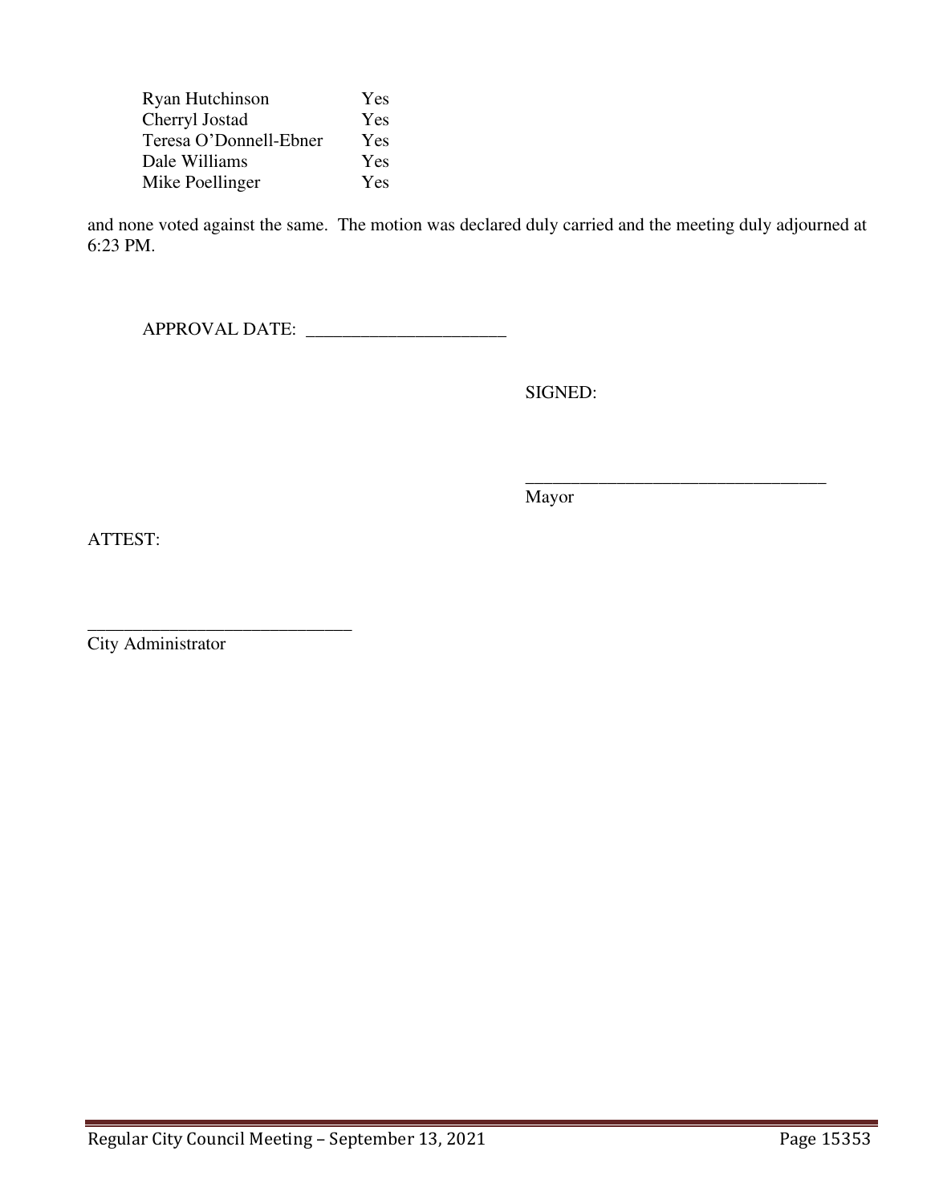| | |
|---|---|
| Ryan Hutchinson | Yes |
| Cherryl Jostad | Yes |
| Teresa O'Donnell-Ebner | Yes |
| Dale Williams | Yes |
| Mike Poellinger | Yes |

and none voted against the same. The motion was declared duly carried and the meeting duly adjourned at 6:23 PM.

APPROVAL DATE: ______________________

SIGNED:

_________________________________
Mayor

ATTEST:

_____________________________
City Administrator